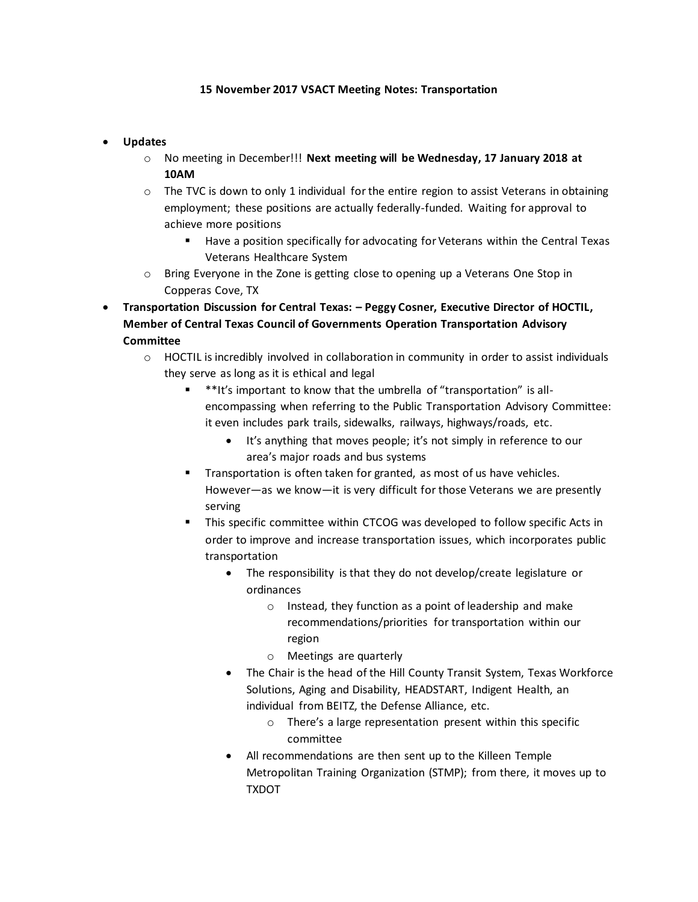**15 November 2017 VSACT Meeting Notes: Transportation**

- **Updates**
  - No meeting in December!!! **Next meeting will be Wednesday, 17 January 2018 at 10AM**
  - The TVC is down to only 1 individual for the entire region to assist Veterans in obtaining employment; these positions are actually federally-funded. Waiting for approval to achieve more positions
    - Have a position specifically for advocating for Veterans within the Central Texas Veterans Healthcare System
  - Bring Everyone in the Zone is getting close to opening up a Veterans One Stop in Copperas Cove, TX
- **Transportation Discussion for Central Texas: – Peggy Cosner, Executive Director of HOCTIL, Member of Central Texas Council of Governments Operation Transportation Advisory Committee**
  - HOCTIL is incredibly involved in collaboration in community in order to assist individuals they serve as long as it is ethical and legal
    - **It's important to know that the umbrella of "transportation" is all-encompassing when referring to the Public Transportation Advisory Committee: it even includes park trails, sidewalks, railways, highways/roads, etc.
      - It's anything that moves people; it's not simply in reference to our area's major roads and bus systems
    - Transportation is often taken for granted, as most of us have vehicles. However—as we know—it is very difficult for those Veterans we are presently serving
    - This specific committee within CTCOG was developed to follow specific Acts in order to improve and increase transportation issues, which incorporates public transportation
      - The responsibility is that they do not develop/create legislature or ordinances
        - Instead, they function as a point of leadership and make recommendations/priorities for transportation within our region
        - Meetings are quarterly
      - The Chair is the head of the Hill County Transit System, Texas Workforce Solutions, Aging and Disability, HEADSTART, Indigent Health, an individual from BEITZ, the Defense Alliance, etc.
        - There's a large representation present within this specific committee
      - All recommendations are then sent up to the Killeen Temple Metropolitan Training Organization (STMP); from there, it moves up to TXDOT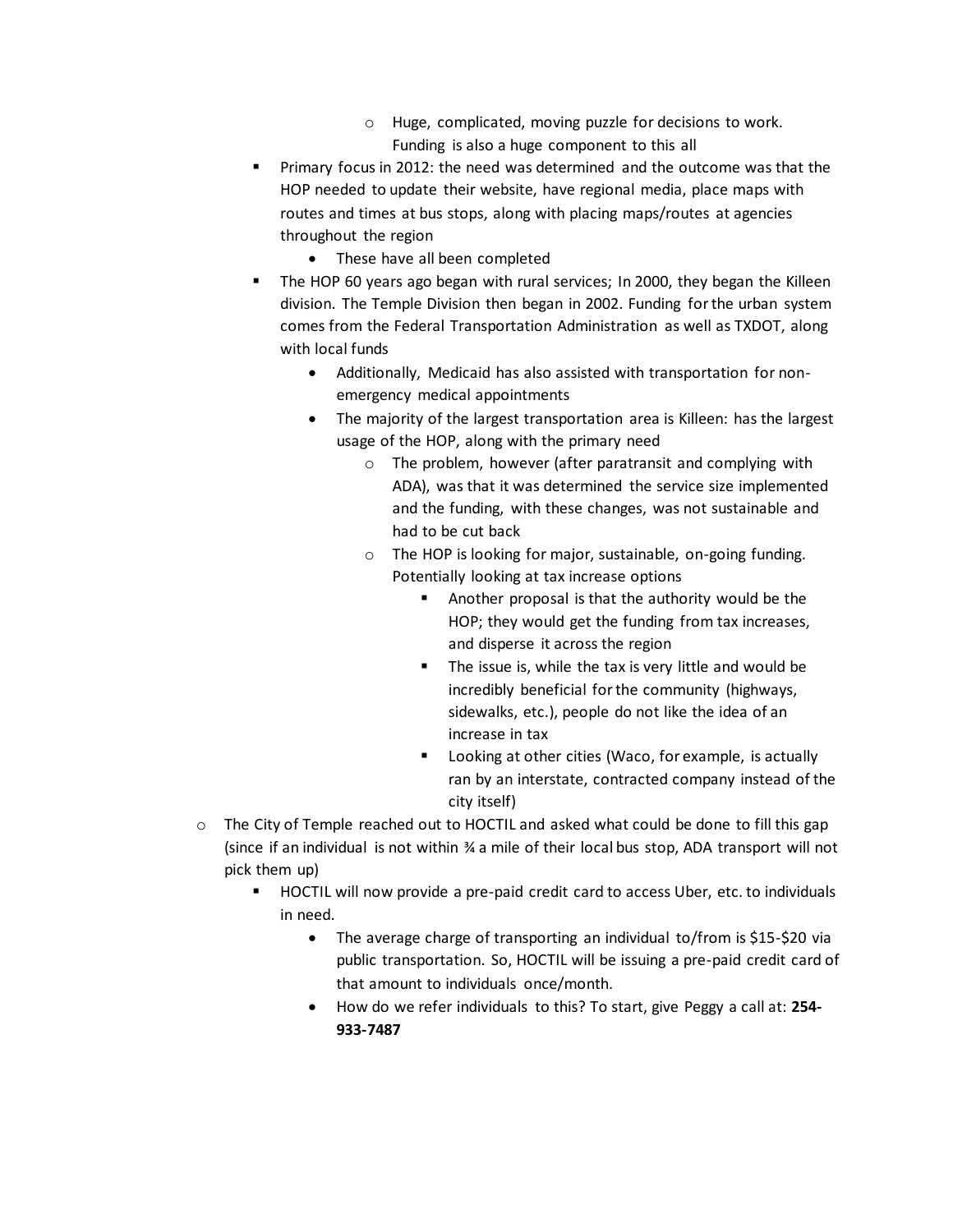- Huge, complicated, moving puzzle for decisions to work. Funding is also a huge component to this all
    - Primary focus in 2012: the need was determined and the outcome was that the HOP needed to update their website, have regional media, place maps with routes and times at bus stops, along with placing maps/routes at agencies throughout the region
        - These have all been completed
    - The HOP 60 years ago began with rural services; In 2000, they began the Killeen division. The Temple Division then began in 2002. Funding for the urban system comes from the Federal Transportation Administration as well as TXDOT, along with local funds
        - Additionally, Medicaid has also assisted with transportation for non-emergency medical appointments
        - The majority of the largest transportation area is Killeen: has the largest usage of the HOP, along with the primary need
            - The problem, however (after paratransit and complying with ADA), was that it was determined the service size implemented and the funding, with these changes, was not sustainable and had to be cut back
            - The HOP is looking for major, sustainable, on-going funding. Potentially looking at tax increase options
                - Another proposal is that the authority would be the HOP; they would get the funding from tax increases, and disperse it across the region
                - The issue is, while the tax is very little and would be incredibly beneficial for the community (highways, sidewalks, etc.), people do not like the idea of an increase in tax
                - Looking at other cities (Waco, for example, is actually ran by an interstate, contracted company instead of the city itself)
- The City of Temple reached out to HOCTIL and asked what could be done to fill this gap (since if an individual is not within ¾ a mile of their local bus stop, ADA transport will not pick them up)
    - HOCTIL will now provide a pre-paid credit card to access Uber, etc. to individuals in need.
        - The average charge of transporting an individual to/from is $15-$20 via public transportation. So, HOCTIL will be issuing a pre-paid credit card of that amount to individuals once/month.
        - How do we refer individuals to this? To start, give Peggy a call at: **254-933-7487**